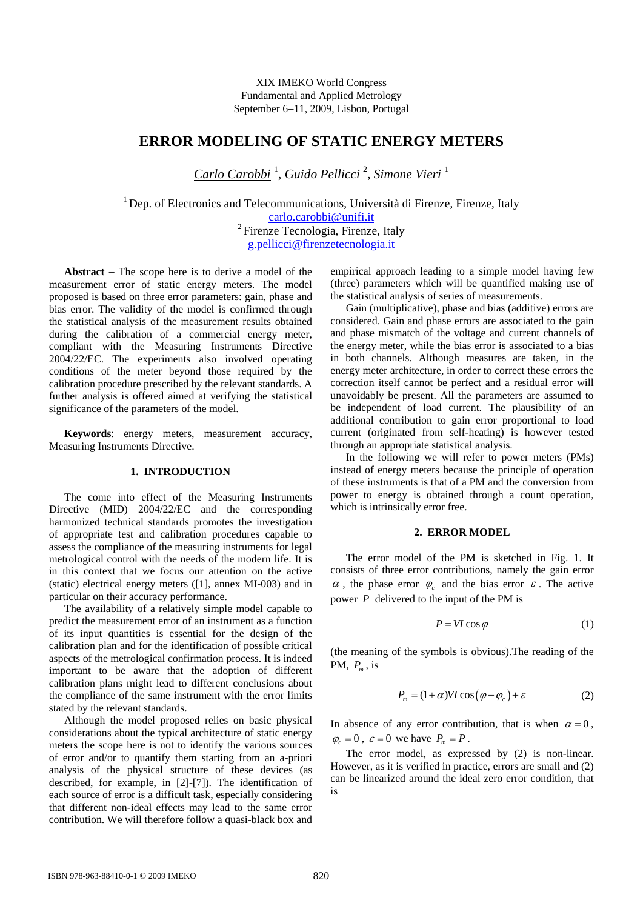XIX IMEKO World Congress
Fundamental and Applied Metrology
September 6–11, 2009, Lisbon, Portugal

# ERROR MODELING OF STATIC ENERGY METERS

*Carlo Carobbi* [1], *Guido Pellicci* [2], *Simone Vieri* [1]

[1] Dep. of Electronics and Telecommunications, Università di Firenze, Firenze, Italy
carlo.carobbi@unifi.it
[2] Firenze Tecnologia, Firenze, Italy
g.pellicci@firenzetecnologia.it

**Abstract** – The scope here is to derive a model of the measurement error of static energy meters. The model proposed is based on three error parameters: gain, phase and bias error. The validity of the model is confirmed through the statistical analysis of the measurement results obtained during the calibration of a commercial energy meter, compliant with the Measuring Instruments Directive 2004/22/EC. The experiments also involved operating conditions of the meter beyond those required by the calibration procedure prescribed by the relevant standards. A further analysis is offered aimed at verifying the statistical significance of the parameters of the model.

**Keywords**: energy meters, measurement accuracy, Measuring Instruments Directive.

## 1. INTRODUCTION

The come into effect of the Measuring Instruments Directive (MID) 2004/22/EC and the corresponding harmonized technical standards promotes the investigation of appropriate test and calibration procedures capable to assess the compliance of the measuring instruments for legal metrological control with the needs of the modern life. It is in this context that we focus our attention on the active (static) electrical energy meters ([1], annex MI-003) and in particular on their accuracy performance.

The availability of a relatively simple model capable to predict the measurement error of an instrument as a function of its input quantities is essential for the design of the calibration plan and for the identification of possible critical aspects of the metrological confirmation process. It is indeed important to be aware that the adoption of different calibration plans might lead to different conclusions about the compliance of the same instrument with the error limits stated by the relevant standards.

Although the model proposed relies on basic physical considerations about the typical architecture of static energy meters the scope here is not to identify the various sources of error and/or to quantify them starting from an a-priori analysis of the physical structure of these devices (as described, for example, in [2]-[7]). The identification of each source of error is a difficult task, especially considering that different non-ideal effects may lead to the same error contribution. We will therefore follow a quasi-black box and empirical approach leading to a simple model having few (three) parameters which will be quantified making use of the statistical analysis of series of measurements.

Gain (multiplicative), phase and bias (additive) errors are considered. Gain and phase errors are associated to the gain and phase mismatch of the voltage and current channels of the energy meter, while the bias error is associated to a bias in both channels. Although measures are taken, in the energy meter architecture, in order to correct these errors the correction itself cannot be perfect and a residual error will unavoidably be present. All the parameters are assumed to be independent of load current. The plausibility of an additional contribution to gain error proportional to load current (originated from self-heating) is however tested through an appropriate statistical analysis.

In the following we will refer to power meters (PMs) instead of energy meters because the principle of operation of these instruments is that of a PM and the conversion from power to energy is obtained through a count operation, which is intrinsically error free.

## 2. ERROR MODEL

The error model of the PM is sketched in Fig. 1. It consists of three error contributions, namely the gain error $\alpha$, the phase error $\varphi_c$ and the bias error $\varepsilon$. The active power $P$ delivered to the input of the PM is

$$P = VI\cos\varphi \tag{1}$$

(the meaning of the symbols is obvious).The reading of the PM, $P_m$, is

$$P_m = (1+\alpha)VI\cos(\varphi+\varphi_c)+\varepsilon \tag{2}$$

In absence of any error contribution, that is when $\alpha = 0$, $\varphi_c = 0$, $\varepsilon = 0$ we have $P_m = P$.

The error model, as expressed by (2) is non-linear. However, as it is verified in practice, errors are small and (2) can be linearized around the ideal zero error condition, that is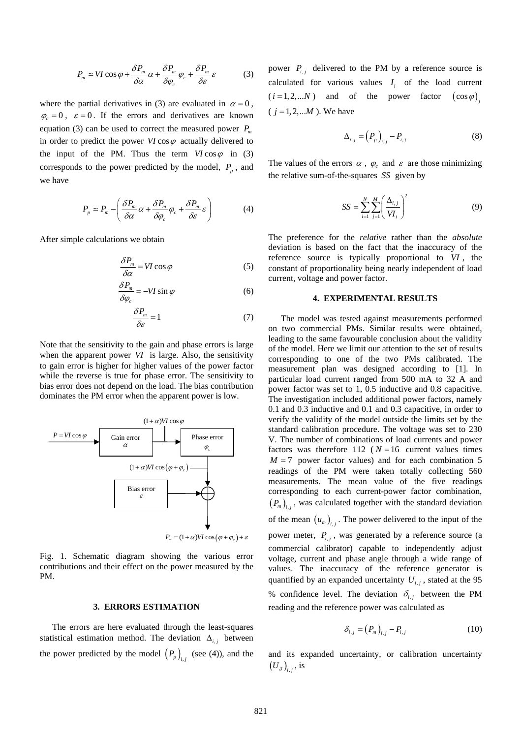$$P_m \simeq VI\cos\varphi + \frac{\delta P_m}{\delta\alpha}\alpha + \frac{\delta P_m}{\delta\varphi_c}\varphi_c + \frac{\delta P_m}{\delta\varepsilon}\varepsilon \qquad (3)$$

where the partial derivatives in (3) are evaluated in $\alpha = 0$, $\varphi_c = 0$, $\varepsilon = 0$. If the errors and derivatives are known equation (3) can be used to correct the measured power $P_m$ in order to predict the power $VI\cos\varphi$ actually delivered to the input of the PM. Thus the term $VI\cos\varphi$ in (3) corresponds to the power predicted by the model, $P_p$, and we have

$$P_p \simeq P_m - \left( \frac{\delta P_m}{\delta\alpha}\alpha + \frac{\delta P_m}{\delta\varphi_c}\varphi_c + \frac{\delta P_m}{\delta\varepsilon}\varepsilon \right) \qquad (4)$$

After simple calculations we obtain

$$\frac{\delta P_m}{\delta\alpha} = VI\cos\varphi \qquad (5)$$

$$\frac{\delta P_m}{\delta\varphi_c} = -VI\sin\varphi \qquad (6)$$

$$\frac{\delta P_m}{\delta\varepsilon} = 1 \qquad (7)$$

Note that the sensitivity to the gain and phase errors is large when the apparent power $VI$ is large. Also, the sensitivity to gain error is higher for higher values of the power factor while the reverse is true for phase error. The sensitivity to bias error does not depend on the load. The bias contribution dominates the PM error when the apparent power is low.

Fig. 1. Schematic diagram showing the various error contributions and their effect on the power measured by the PM.

## 3. ERRORS ESTIMATION

The errors are here evaluated through the least-squares statistical estimation method. The deviation $\Delta_{i,j}$ between the power predicted by the model $\left(P_p\right)_{i,j}$ (see (4)), and the power $P_{i,j}$ delivered to the PM by a reference source is calculated for various values $I_i$ of the load current ($i = 1, 2, \ldots N$) and of the power factor $\left(\cos\varphi\right)_j$ ($j = 1, 2, \ldots M$). We have

$$\Delta_{i,j} = \left(P_p\right)_{i,j} - P_{i,j} \qquad (8)$$

The values of the errors $\alpha$, $\varphi_c$ and $\varepsilon$ are those minimizing the relative sum-of-the-squares $SS$ given by

$$SS = \sum_{i=1}^{N}\sum_{j=1}^{M}\left(\frac{\Delta_{i,j}}{VI_i}\right)^2 \qquad (9)$$

The preference for the *relative* rather than the *absolute* deviation is based on the fact that the inaccuracy of the reference source is typically proportional to $VI$, the constant of proportionality being nearly independent of load current, voltage and power factor.

## 4. EXPERIMENTAL RESULTS

The model was tested against measurements performed on two commercial PMs. Similar results were obtained, leading to the same favourable conclusion about the validity of the model. Here we limit our attention to the set of results corresponding to one of the two PMs calibrated. The measurement plan was designed according to [1]. In particular load current ranged from 500 mA to 32 A and power factor was set to 1, 0.5 inductive and 0.8 capacitive. The investigation included additional power factors, namely 0.1 and 0.3 inductive and 0.1 and 0.3 capacitive, in order to verify the validity of the model outside the limits set by the standard calibration procedure. The voltage was set to 230 V. The number of combinations of load currents and power factors was therefore 112 ($N = 16$ current values times $M = 7$ power factor values) and for each combination 5 readings of the PM were taken totally collecting 560 measurements. The mean value of the five readings corresponding to each current-power factor combination, $\left(P_m\right)_{i,j}$, was calculated together with the standard deviation of the mean $\left(u_m\right)_{i,j}$. The power delivered to the input of the power meter, $P_{i,j}$, was generated by a reference source (a commercial calibrator) capable to independently adjust voltage, current and phase angle through a wide range of values. The inaccuracy of the reference generator is quantified by an expanded uncertainty $U_{i,j}$, stated at the 95 % confidence level. The deviation $\delta_{i,j}$ between the PM reading and the reference power was calculated as

$$\delta_{i,j} = \left(P_m\right)_{i,j} - P_{i,j} \qquad (10)$$

and its expanded uncertainty, or calibration uncertainty $\left(U_\delta\right)_{i,j}$, is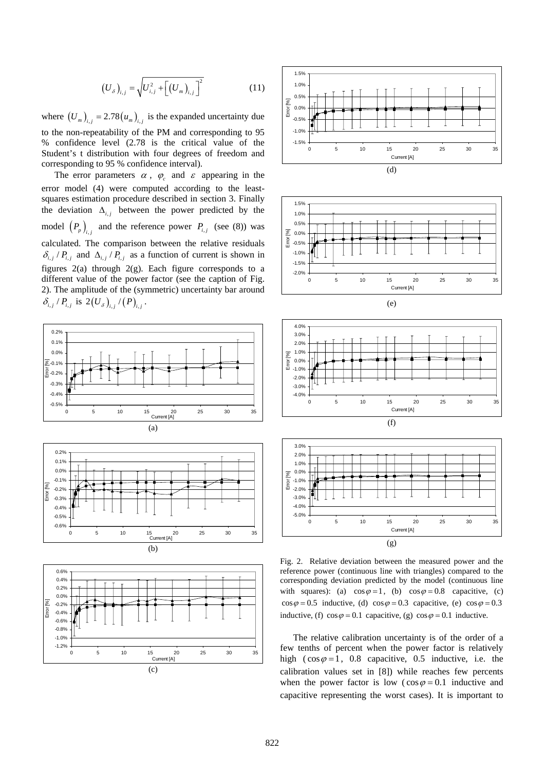$$\left(U_{\delta}\right)_{i,j} = \sqrt{U_{i,j}^{2} + \left[\left(U_{m}\right)_{i,j}\right]^{2}} \tag{11}$$

where $\left(U_{m}\right)_{i,j} = 2.78\left(u_{m}\right)_{i,j}$ is the expanded uncertainty due to the non-repeatability of the PM and corresponding to 95 % confidence level (2.78 is the critical value of the Student's t distribution with four degrees of freedom and corresponding to 95 % confidence interval).

The error parameters $\alpha$, $\varphi_c$ and $\varepsilon$ appearing in the error model (4) were computed according to the least-squares estimation procedure described in section 3. Finally the deviation $\Delta_{i,j}$ between the power predicted by the model $\left(P_p\right)_{i,j}$ and the reference power $P_{i,j}$ (see (8)) was calculated. The comparison between the relative residuals $\delta_{i,j} / P_{i,j}$ and $\Delta_{i,j} / P_{i,j}$ as a function of current is shown in figures 2(a) through 2(g). Each figure corresponds to a different value of the power factor (see the caption of Fig. 2). The amplitude of the (symmetric) uncertainty bar around $\delta_{i,j} / P_{i,j}$ is $2\left(U_{\delta}\right)_{i,j} / \left(P\right)_{i,j}$.

Fig. 2. Relative deviation between the measured power and the reference power (continuous line with triangles) compared to the corresponding deviation predicted by the model (continuous line with squares): (a) $\cos\varphi = 1$, (b) $\cos\varphi = 0.8$ capacitive, (c) $\cos\varphi = 0.5$ inductive, (d) $\cos\varphi = 0.3$ capacitive, (e) $\cos\varphi = 0.3$ inductive, (f) $\cos\varphi = 0.1$ capacitive, (g) $\cos\varphi = 0.1$ inductive.

The relative calibration uncertainty is of the order of a few tenths of percent when the power factor is relatively high ($\cos\varphi = 1$, 0.8 capacitive, 0.5 inductive, i.e. the calibration values set in [8]) while reaches few percents when the power factor is low ($\cos\varphi = 0.1$ inductive and capacitive representing the worst cases). It is important to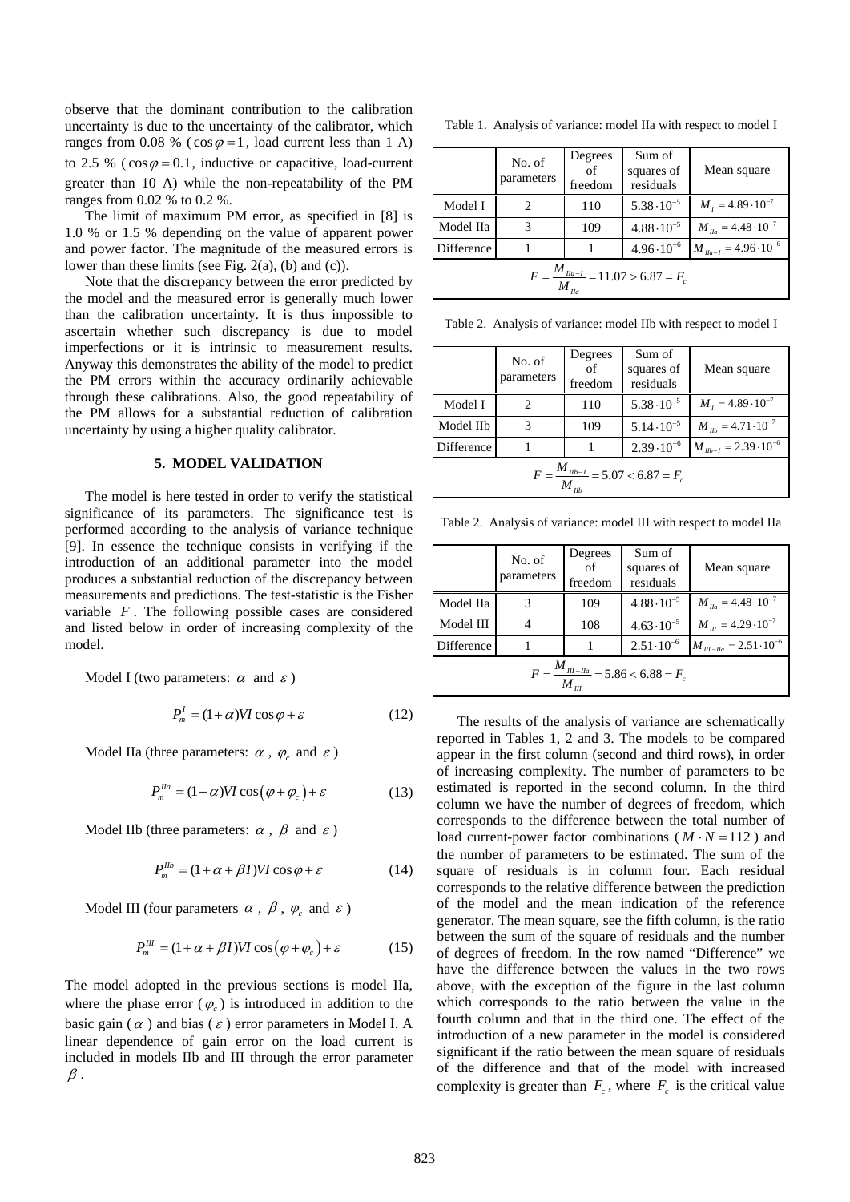observe that the dominant contribution to the calibration uncertainty is due to the uncertainty of the calibrator, which ranges from 0.08 % ($\cos\varphi = 1$, load current less than 1 A) to 2.5 % ($\cos\varphi = 0.1$, inductive or capacitive, load-current greater than 10 A) while the non-repeatability of the PM ranges from 0.02 % to 0.2 %.

The limit of maximum PM error, as specified in [8] is 1.0 % or 1.5 % depending on the value of apparent power and power factor. The magnitude of the measured errors is lower than these limits (see Fig. 2(a), (b) and (c)).

Note that the discrepancy between the error predicted by the model and the measured error is generally much lower than the calibration uncertainty. It is thus impossible to ascertain whether such discrepancy is due to model imperfections or it is intrinsic to measurement results. Anyway this demonstrates the ability of the model to predict the PM errors within the accuracy ordinarily achievable through these calibrations. Also, the good repeatability of the PM allows for a substantial reduction of calibration uncertainty by using a higher quality calibrator.

## 5. MODEL VALIDATION

The model is here tested in order to verify the statistical significance of its parameters. The significance test is performed according to the analysis of variance technique [9]. In essence the technique consists in verifying if the introduction of an additional parameter into the model produces a substantial reduction of the discrepancy between measurements and predictions. The test-statistic is the Fisher variable $F$. The following possible cases are considered and listed below in order of increasing complexity of the model.

Model I (two parameters: $\alpha$ and $\varepsilon$)

$$P_m^I = (1+\alpha)VI\cos\varphi + \varepsilon \tag{12}$$

Model IIa (three parameters: $\alpha$, $\varphi_c$ and $\varepsilon$)

$$P_m^{IIa} = (1+\alpha)VI\cos(\varphi + \varphi_c) + \varepsilon \tag{13}$$

Model IIb (three parameters: $\alpha$, $\beta$ and $\varepsilon$)

$$P_m^{IIb} = (1+\alpha+\beta I)VI\cos\varphi + \varepsilon \tag{14}$$

Model III (four parameters $\alpha$, $\beta$, $\varphi_c$ and $\varepsilon$)

$$P_m^{III} = (1+\alpha+\beta I)VI\cos(\varphi+\varphi_c) + \varepsilon \tag{15}$$

The model adopted in the previous sections is model IIa, where the phase error ($\varphi_c$) is introduced in addition to the basic gain ($\alpha$) and bias ($\varepsilon$) error parameters in Model I. A linear dependence of gain error on the load current is included in models IIb and III through the error parameter $\beta$.

Table 1. Analysis of variance: model IIa with respect to model I

| | No. of parameters | Degrees of freedom | Sum of squares of residuals | Mean square |
|---|---|---|---|---|
| Model I | 2 | 110 | $5.38\cdot10^{-5}$ | $M_I = 4.89\cdot10^{-7}$ |
| Model IIa | 3 | 109 | $4.88\cdot10^{-5}$ | $M_{IIa} = 4.48\cdot10^{-7}$ |
| Difference | 1 | 1 | $4.96\cdot10^{-6}$ | $M_{IIa-I} = 4.96\cdot10^{-6}$ |
| $F = \dfrac{M_{IIa-I}}{M_{IIa}} = 11.07 > 6.87 = F_c$ | | | | |

Table 2. Analysis of variance: model IIb with respect to model I

| | No. of parameters | Degrees of freedom | Sum of squares of residuals | Mean square |
|---|---|---|---|---|
| Model I | 2 | 110 | $5.38\cdot10^{-5}$ | $M_I = 4.89\cdot10^{-7}$ |
| Model IIb | 3 | 109 | $5.14\cdot10^{-5}$ | $M_{IIb} = 4.71\cdot10^{-7}$ |
| Difference | 1 | 1 | $2.39\cdot10^{-6}$ | $M_{IIb-I} = 2.39\cdot10^{-6}$ |
| $F = \dfrac{M_{IIb-I}}{M_{IIb}} = 5.07 < 6.87 = F_c$ | | | | |

Table 2. Analysis of variance: model III with respect to model IIa

| | No. of parameters | Degrees of freedom | Sum of squares of residuals | Mean square |
|---|---|---|---|---|
| Model IIa | 3 | 109 | $4.88\cdot10^{-5}$ | $M_{IIa} = 4.48\cdot10^{-7}$ |
| Model III | 4 | 108 | $4.63\cdot10^{-5}$ | $M_{III} = 4.29\cdot10^{-7}$ |
| Difference | 1 | 1 | $2.51\cdot10^{-6}$ | $M_{III-IIa} = 2.51\cdot10^{-6}$ |
| $F = \dfrac{M_{III-IIa}}{M_{III}} = 5.86 < 6.88 = F_c$ | | | | |

The results of the analysis of variance are schematically reported in Tables 1, 2 and 3. The models to be compared appear in the first column (second and third rows), in order of increasing complexity. The number of parameters to be estimated is reported in the second column. In the third column we have the number of degrees of freedom, which corresponds to the difference between the total number of load current-power factor combinations ($M \cdot N = 112$) and the number of parameters to be estimated. The sum of the square of residuals is in column four. Each residual corresponds to the relative difference between the prediction of the model and the mean indication of the reference generator. The mean square, see the fifth column, is the ratio between the sum of the square of residuals and the number of degrees of freedom. In the row named "Difference" we have the difference between the values in the two rows above, with the exception of the figure in the last column which corresponds to the ratio between the value in the fourth column and that in the third one. The effect of the introduction of a new parameter in the model is considered significant if the ratio between the mean square of residuals of the difference and that of the model with increased complexity is greater than $F_c$, where $F_c$ is the critical value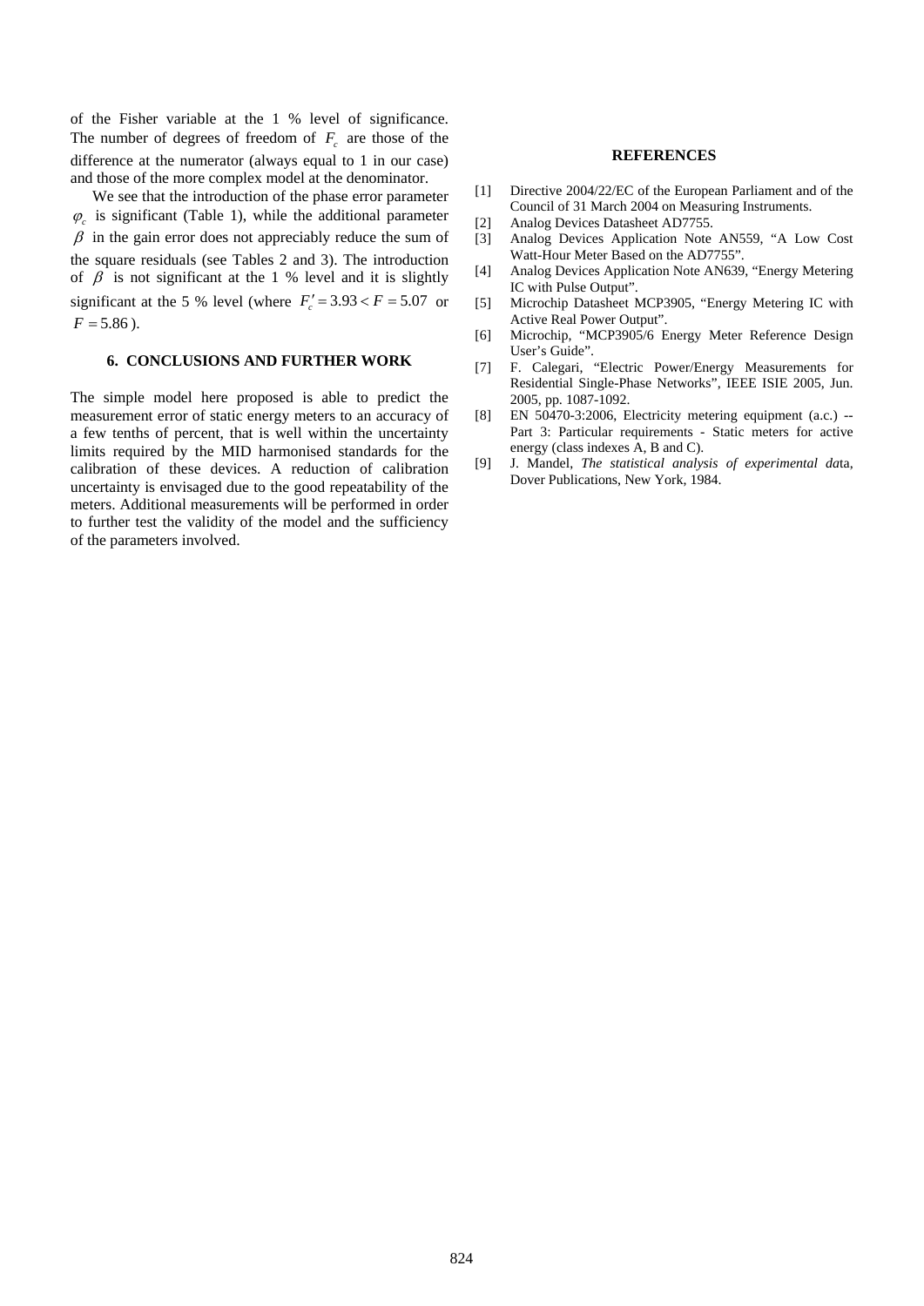of the Fisher variable at the 1 % level of significance. The number of degrees of freedom of $F_c$ are those of the difference at the numerator (always equal to 1 in our case) and those of the more complex model at the denominator.

We see that the introduction of the phase error parameter $\varphi_c$ is significant (Table 1), while the additional parameter $\beta$ in the gain error does not appreciably reduce the sum of the square residuals (see Tables 2 and 3). The introduction of $\beta$ is not significant at the 1 % level and it is slightly significant at the 5 % level (where $F_c' = 3.93 < F = 5.07$ or $F = 5.86$ ).

## 6. CONCLUSIONS AND FURTHER WORK

The simple model here proposed is able to predict the measurement error of static energy meters to an accuracy of a few tenths of percent, that is well within the uncertainty limits required by the MID harmonised standards for the calibration of these devices. A reduction of calibration uncertainty is envisaged due to the good repeatability of the meters. Additional measurements will be performed in order to further test the validity of the model and the sufficiency of the parameters involved.

## REFERENCES

[1] Directive 2004/22/EC of the European Parliament and of the Council of 31 March 2004 on Measuring Instruments.

[2] Analog Devices Datasheet AD7755.

[3] Analog Devices Application Note AN559, "A Low Cost Watt-Hour Meter Based on the AD7755".

[4] Analog Devices Application Note AN639, "Energy Metering IC with Pulse Output".

[5] Microchip Datasheet MCP3905, "Energy Metering IC with Active Real Power Output".

[6] Microchip, "MCP3905/6 Energy Meter Reference Design User's Guide".

[7] F. Calegari, "Electric Power/Energy Measurements for Residential Single-Phase Networks", IEEE ISIE 2005, Jun. 2005, pp. 1087-1092.

[8] EN 50470-3:2006, Electricity metering equipment (a.c.) -- Part 3: Particular requirements - Static meters for active energy (class indexes A, B and C).

[9] J. Mandel, *The statistical analysis of experimental da*ta, Dover Publications, New York, 1984.